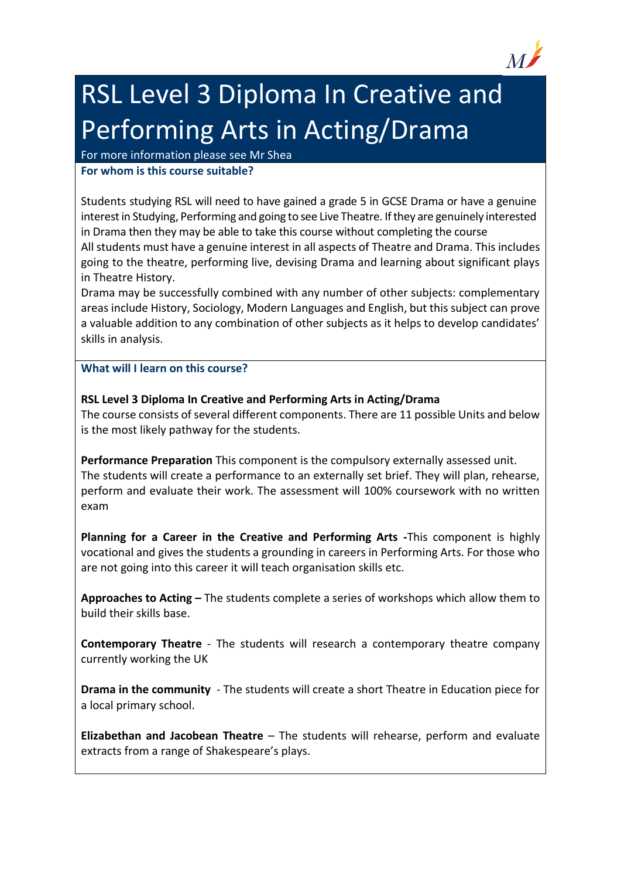# RSL Level 3 Diploma In Creative and Performing Arts in Acting/Drama

For more information please see Mr Shea

### For whom is this course suitable?

Students studying RSL will need to have gained a grade 5 in GCSE Drama or have a genuine interest in Studying, Performing and going to see Live Theatre. If they are genuinely interested in Drama then they may be able to take this course without completing the course

All students must have a genuine interest in all aspects of Theatre and Drama. This includes going to the theatre, performing live, devising Drama and learning about significant plays in Theatre History.

Drama may be successfully combined with any number of other subjects: complementary areas include History, Sociology, Modern Languages and English, but this subject can prove a valuable addition to any combination of other subjects as it helps to develop candidates' skills in analysis.

### What will I learn on this course?

**RSL Level 3 Diploma In Creative and Performing Arts in Acting/Drama**

The course consists of several different components. There are 11 possible Units and below is the most likely pathway for the students.

**Performance Preparation** This component is the compulsory externally assessed unit. The students will create a performance to an externally set brief. They will plan, rehearse, perform and evaluate their work. The assessment will 100% coursework with no written exam

**Planning for a Career in the Creative and Performing Arts -**This component is highly vocational and gives the students a grounding in careers in Performing Arts. For those who are not going into this career it will teach organisation skills etc.

**Approaches to Acting –** The students complete a series of workshops which allow them to build their skills base.

**Contemporary Theatre** - The students will research a contemporary theatre company currently working the UK

**Drama in the community** - The students will create a short Theatre in Education piece for a local primary school.

**Elizabethan and Jacobean Theatre** – The students will rehearse, perform and evaluate extracts from a range of Shakespeare's plays.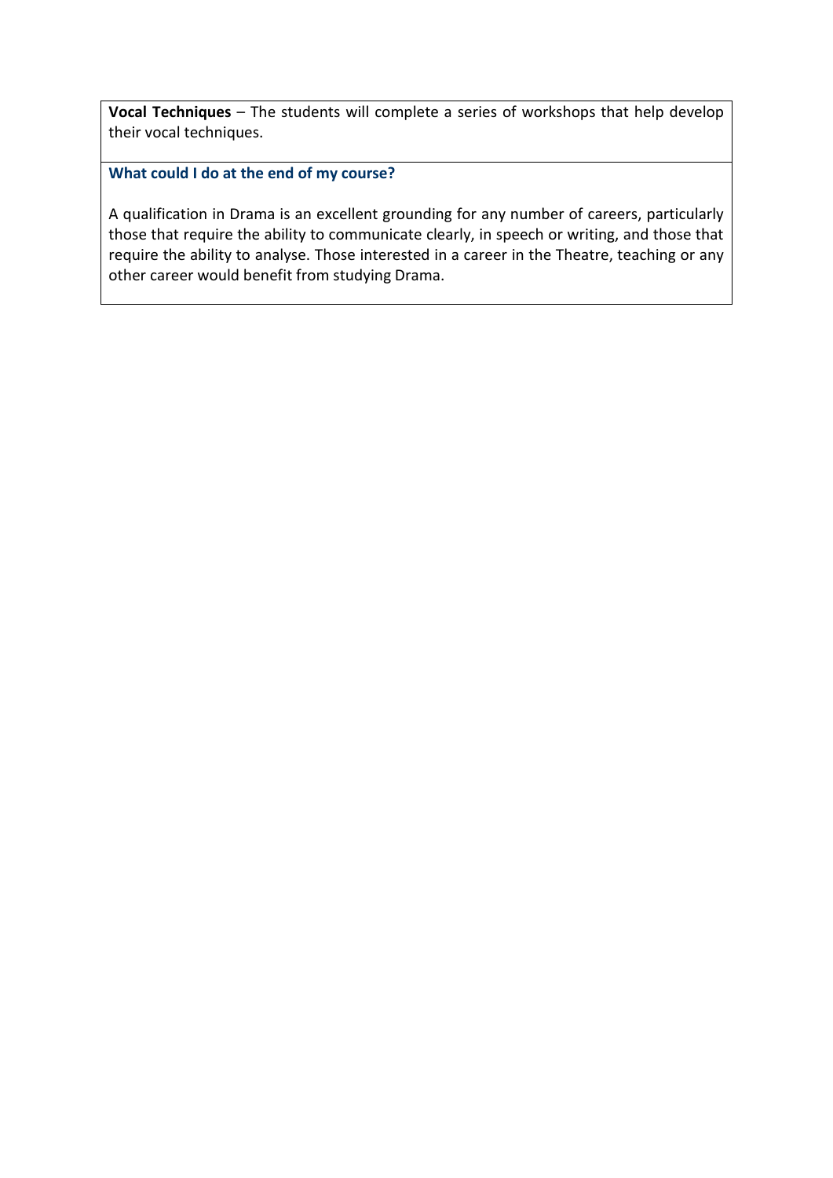**Vocal Techniques** – The students will complete a series of workshops that help develop their vocal techniques.

### What could I do at the end of my course?

A qualification in Drama is an excellent grounding for any number of careers, particularly those that require the ability to communicate clearly, in speech or writing, and those that require the ability to analyse. Those interested in a career in the Theatre, teaching or any other career would benefit from studying Drama.